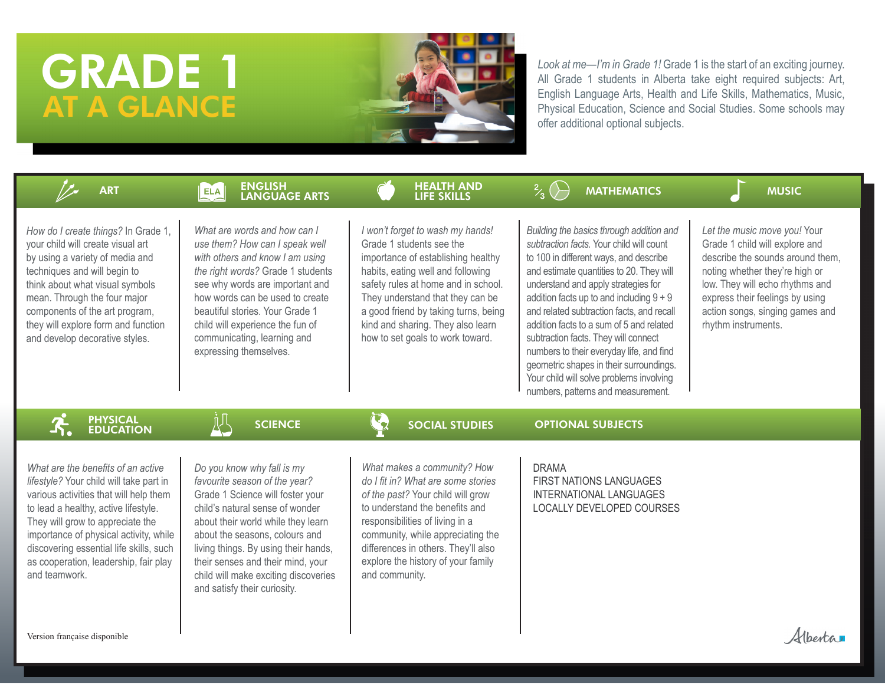# GRADE 1 AT A GLANCE

*Look at me—I'm in Grade 1!* Grade 1 is the start of an exciting journey. All Grade 1 students in Alberta take eight required subjects: Art, English Language Arts, Health and Life Skills, Mathematics, Music, Physical Education, Science and Social Studies. Some schools may offer additional optional subjects.

## ART

*How do I create things?* In Grade 1, your child will create visual art by using a variety of media and techniques and will begin to think about what visual symbols mean. Through the four major components of the art program, they will explore form and function and develop decorative styles.

## ENGLISH LANGUAGE ARTS

*What are words and how can I use them? How can I speak well with others and know I am using the right words?* Grade 1 students see why words are important and how words can be used to create beautiful stories. Your Grade 1 child will experience the fun of communicating, learning and expressing themselves.

## HEALTH AND LIFE SKILLS

*I won't forget to wash my hands!* Grade 1 students see the importance of establishing healthy habits, eating well and following safety rules at home and in school. They understand that they can be a good friend by taking turns, being kind and sharing. They also learn how to set goals to work toward.

## MATHEMATICS

*Building the basics through addition and subtraction facts.* Your child will count to 100 in different ways, and describe and estimate quantities to 20. They will understand and apply strategies for addition facts up to and including 9 + 9 and related subtraction facts, and recall addition facts to a sum of 5 and related subtraction facts. They will connect numbers to their everyday life, and find geometric shapes in their surroundings. Your child will solve problems involving numbers, patterns and measurement.

## MUSIC

*Let the music move you!* Your Grade 1 child will explore and describe the sounds around them, noting whether they're high or low. They will echo rhythms and express their feelings by using action songs, singing games and rhythm instruments.

## PHYSICAL EDUCATION

*What are the benefits of an active lifestyle?* Your child will take part in various activities that will help them to lead a healthy, active lifestyle. They will grow to appreciate the importance of physical activity, while discovering essential life skills, such as cooperation, leadership, fair play and teamwork.

## SCIENCE

*Do you know why fall is my favourite season of the year?* Grade 1 Science will foster your child's natural sense of wonder about their world while they learn about the seasons, colours and living things. By using their hands, their senses and their mind, your child will make exciting discoveries and satisfy their curiosity.

## SOCIAL STUDIES

*What makes a community? How do I fit in? What are some stories of the past?* Your child will grow to understand the benefits and responsibilities of living in a community, while appreciating the differences in others. They'll also explore the history of your family and community.

## OPTIONAL SUBJECTS

- DRAMA
- FIRST NATIONS LANGUAGES
- INTERNATIONAL LANGUAGES
- LOCALLY DEVELOPED COURSES

Version française disponible

Alberta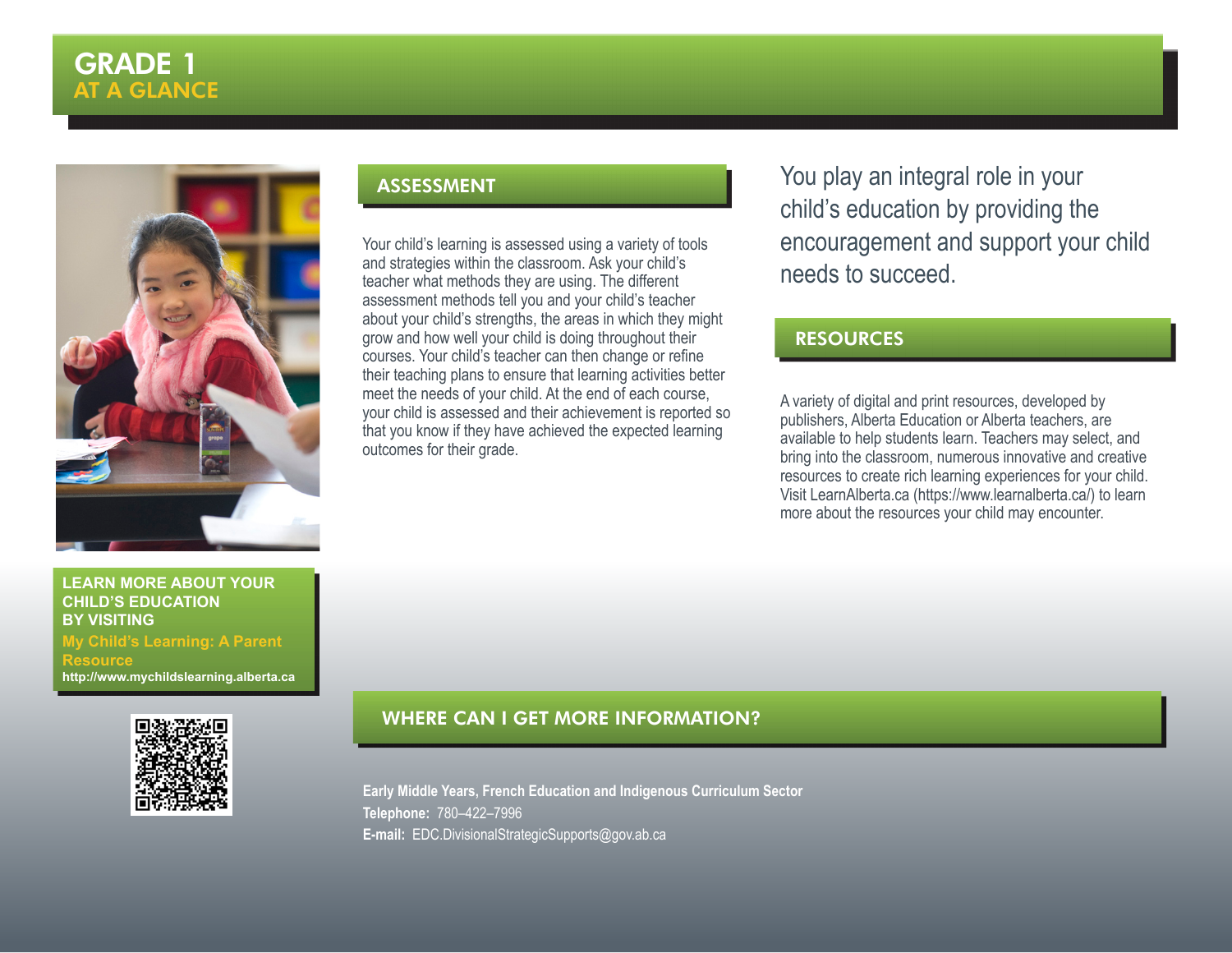# GRADE 1
## AT A GLANCE

**LEARN MORE ABOUT YOUR CHILD'S EDUCATION BY VISITING**

**My Child's Learning: A Parent Resource**

**http://www.mychildslearning.alberta.ca**

## ASSESSMENT

Your child's learning is assessed using a variety of tools and strategies within the classroom. Ask your child's teacher what methods they are using. The different assessment methods tell you and your child's teacher about your child's strengths, the areas in which they might grow and how well your child is doing throughout their courses. Your child's teacher can then change or refine their teaching plans to ensure that learning activities better meet the needs of your child. At the end of each course, your child is assessed and their achievement is reported so that you know if they have achieved the expected learning outcomes for their grade.

You play an integral role in your child's education by providing the encouragement and support your child needs to succeed.

## RESOURCES

A variety of digital and print resources, developed by publishers, Alberta Education or Alberta teachers, are available to help students learn. Teachers may select, and bring into the classroom, numerous innovative and creative resources to create rich learning experiences for your child. Visit LearnAlberta.ca (https://www.learnalberta.ca/) to learn more about the resources your child may encounter.

## WHERE CAN I GET MORE INFORMATION?

**Early Middle Years, French Education and Indigenous Curriculum Sector**

**Telephone:** 780–422–7996

**E-mail:** EDC.DivisionalStrategicSupports@gov.ab.ca